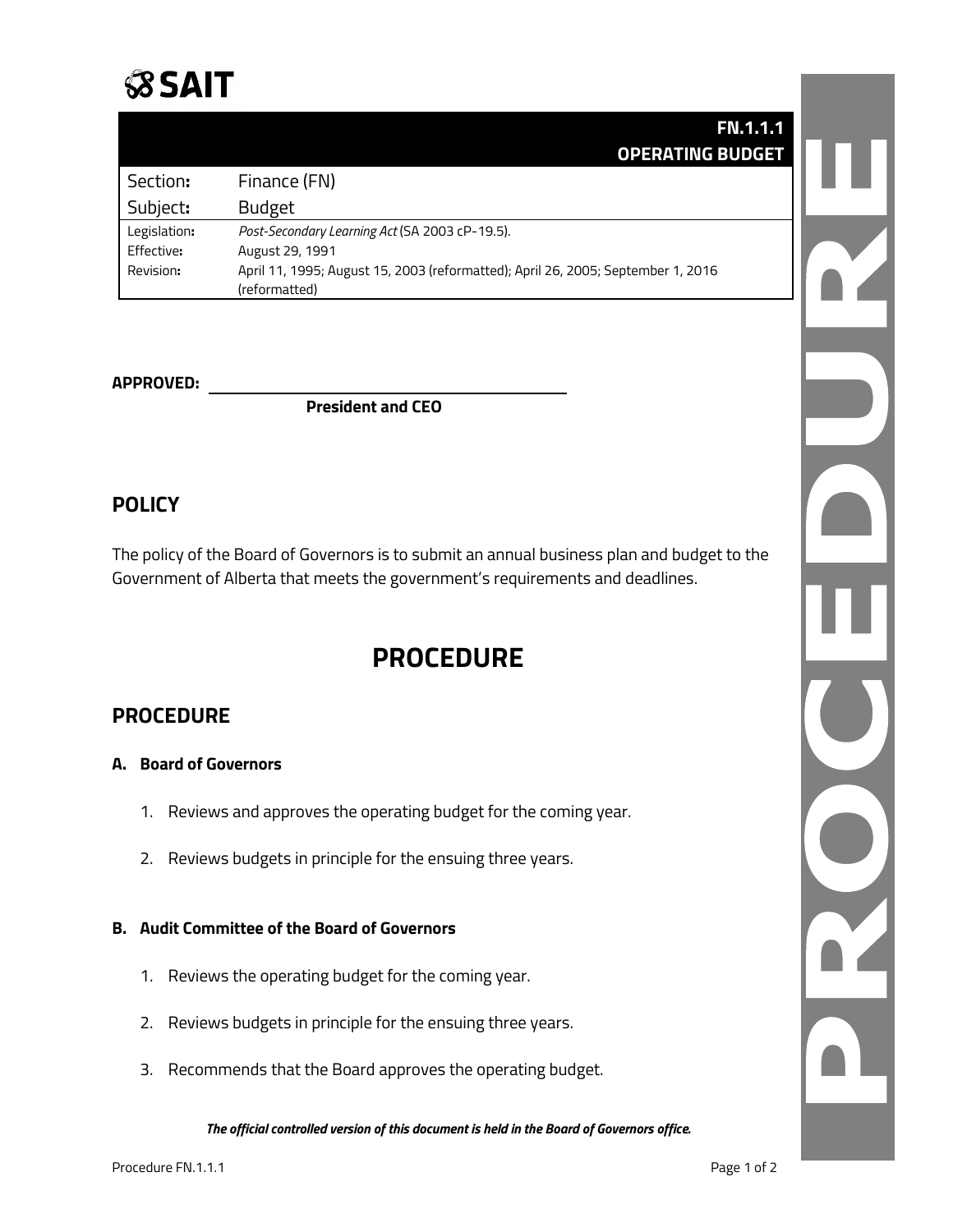SAIT

| | FN.1.1.1 OPERATING BUDGET |
|---|---|
| Section: | Finance (FN) |
| Subject: | Budget |
| Legislation: | *Post-Secondary Learning Act* (SA 2003 cP-19.5). |
| Effective: | August 29, 1991 |
| Revision: | April 11, 1995; August 15, 2003 (reformatted); April 26, 2005; September 1, 2016 (reformatted) |

**APPROVED:** ______________________________

**President and CEO**

## POLICY

The policy of the Board of Governors is to submit an annual business plan and budget to the Government of Alberta that meets the government's requirements and deadlines.

# PROCEDURE

## PROCEDURE

### A. Board of Governors

1. Reviews and approves the operating budget for the coming year.
2. Reviews budgets in principle for the ensuing three years.

### B. Audit Committee of the Board of Governors

1. Reviews the operating budget for the coming year.
2. Reviews budgets in principle for the ensuing three years.
3. Recommends that the Board approves the operating budget.

***The official controlled version of this document is held in the Board of Governors office.***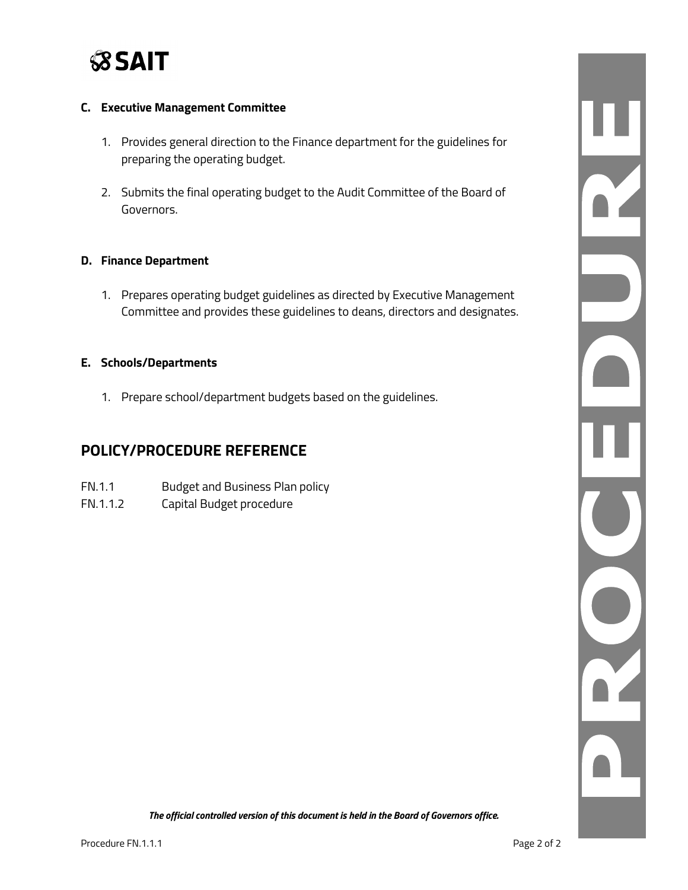### C. Executive Management Committee

1. Provides general direction to the Finance department for the guidelines for preparing the operating budget.

2. Submits the final operating budget to the Audit Committee of the Board of Governors.

### D. Finance Department

1. Prepares operating budget guidelines as directed by Executive Management Committee and provides these guidelines to deans, directors and designates.

### E. Schools/Departments

1. Prepare school/department budgets based on the guidelines.

## POLICY/PROCEDURE REFERENCE

FN.1.1 Budget and Business Plan policy
FN.1.1.2 Capital Budget procedure

***The official controlled version of this document is held in the Board of Governors office.***